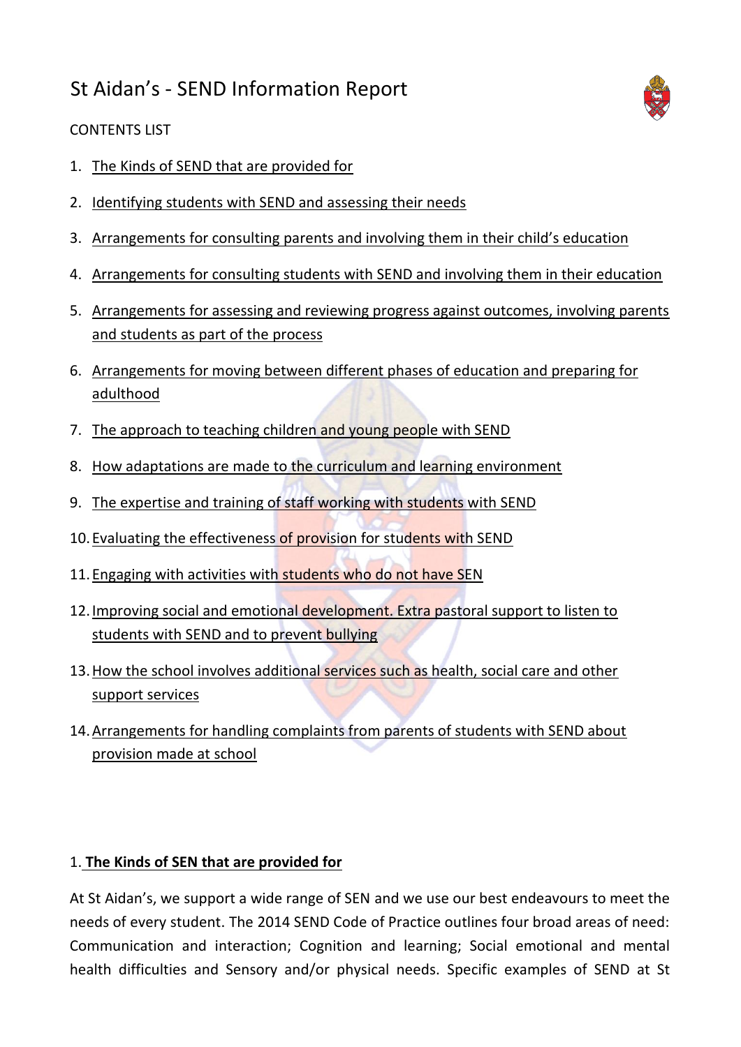# St Aidan's - SEND Information Report

CONTENTS LIST

1. The Kinds of SEND that are provided for
2. Identifying students with SEND and assessing their needs
3. Arrangements for consulting parents and involving them in their child's education
4. Arrangements for consulting students with SEND and involving them in their education
5. Arrangements for assessing and reviewing progress against outcomes, involving parents and students as part of the process
6. Arrangements for moving between different phases of education and preparing for adulthood
7. The approach to teaching children and young people with SEND
8. How adaptations are made to the curriculum and learning environment
9. The expertise and training of staff working with students with SEND
10. Evaluating the effectiveness of provision for students with SEND
11. Engaging with activities with students who do not have SEN
12. Improving social and emotional development. Extra pastoral support to listen to students with SEND and to prevent bullying
13. How the school involves additional services such as health, social care and other support services
14. Arrangements for handling complaints from parents of students with SEND about provision made at school

## 1. The Kinds of SEN that are provided for

At St Aidan's, we support a wide range of SEN and we use our best endeavours to meet the needs of every student. The 2014 SEND Code of Practice outlines four broad areas of need: Communication and interaction; Cognition and learning; Social emotional and mental health difficulties and Sensory and/or physical needs. Specific examples of SEND at St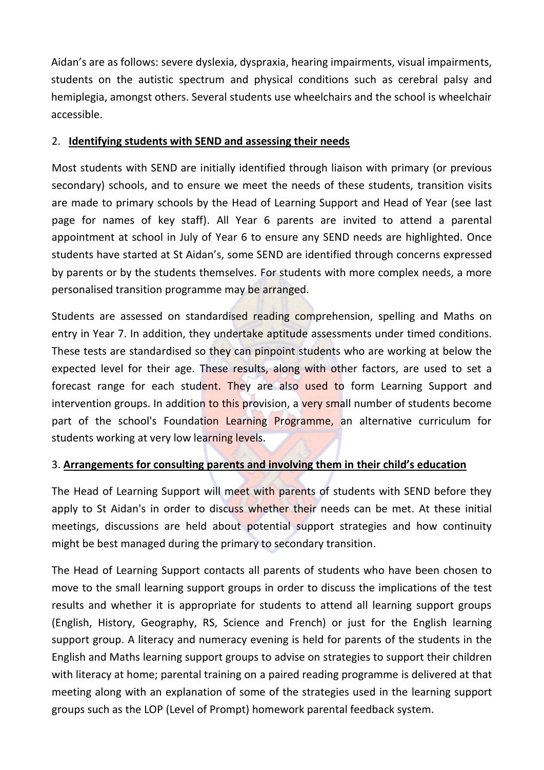Aidan's are as follows: severe dyslexia, dyspraxia, hearing impairments, visual impairments, students on the autistic spectrum and physical conditions such as cerebral palsy and hemiplegia, amongst others. Several students use wheelchairs and the school is wheelchair accessible.

## 2. **Identifying students with SEND and assessing their needs**

Most students with SEND are initially identified through liaison with primary (or previous secondary) schools, and to ensure we meet the needs of these students, transition visits are made to primary schools by the Head of Learning Support and Head of Year (see last page for names of key staff). All Year 6 parents are invited to attend a parental appointment at school in July of Year 6 to ensure any SEND needs are highlighted. Once students have started at St Aidan's, some SEND are identified through concerns expressed by parents or by the students themselves. For students with more complex needs, a more personalised transition programme may be arranged.

Students are assessed on standardised reading comprehension, spelling and Maths on entry in Year 7. In addition, they undertake aptitude assessments under timed conditions. These tests are standardised so they can pinpoint students who are working at below the expected level for their age. These results, along with other factors, are used to set a forecast range for each student. They are also used to form Learning Support and intervention groups. In addition to this provision, a very small number of students become part of the school's Foundation Learning Programme, an alternative curriculum for students working at very low learning levels.

## 3. **Arrangements for consulting parents and involving them in their child's education**

The Head of Learning Support will meet with parents of students with SEND before they apply to St Aidan's in order to discuss whether their needs can be met. At these initial meetings, discussions are held about potential support strategies and how continuity might be best managed during the primary to secondary transition.

The Head of Learning Support contacts all parents of students who have been chosen to move to the small learning support groups in order to discuss the implications of the test results and whether it is appropriate for students to attend all learning support groups (English, History, Geography, RS, Science and French) or just for the English learning support group. A literacy and numeracy evening is held for parents of the students in the English and Maths learning support groups to advise on strategies to support their children with literacy at home; parental training on a paired reading programme is delivered at that meeting along with an explanation of some of the strategies used in the learning support groups such as the LOP (Level of Prompt) homework parental feedback system.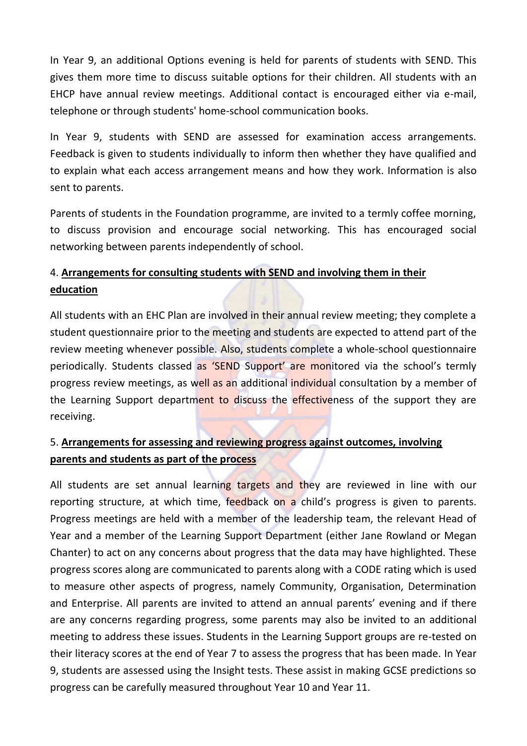In Year 9, an additional Options evening is held for parents of students with SEND. This gives them more time to discuss suitable options for their children. All students with an EHCP have annual review meetings. Additional contact is encouraged either via e-mail, telephone or through students' home-school communication books.

In Year 9, students with SEND are assessed for examination access arrangements. Feedback is given to students individually to inform then whether they have qualified and to explain what each access arrangement means and how they work. Information is also sent to parents.

Parents of students in the Foundation programme, are invited to a termly coffee morning, to discuss provision and encourage social networking. This has encouraged social networking between parents independently of school.

## 4. **Arrangements for consulting students with SEND and involving them in their education**

All students with an EHC Plan are involved in their annual review meeting; they complete a student questionnaire prior to the meeting and students are expected to attend part of the review meeting whenever possible. Also, students complete a whole-school questionnaire periodically. Students classed as 'SEND Support' are monitored via the school's termly progress review meetings, as well as an additional individual consultation by a member of the Learning Support department to discuss the effectiveness of the support they are receiving.

## 5. **Arrangements for assessing and reviewing progress against outcomes, involving parents and students as part of the process**

All students are set annual learning targets and they are reviewed in line with our reporting structure, at which time, feedback on a child's progress is given to parents. Progress meetings are held with a member of the leadership team, the relevant Head of Year and a member of the Learning Support Department (either Jane Rowland or Megan Chanter) to act on any concerns about progress that the data may have highlighted. These progress scores along are communicated to parents along with a CODE rating which is used to measure other aspects of progress, namely Community, Organisation, Determination and Enterprise. All parents are invited to attend an annual parents' evening and if there are any concerns regarding progress, some parents may also be invited to an additional meeting to address these issues. Students in the Learning Support groups are re-tested on their literacy scores at the end of Year 7 to assess the progress that has been made. In Year 9, students are assessed using the Insight tests. These assist in making GCSE predictions so progress can be carefully measured throughout Year 10 and Year 11.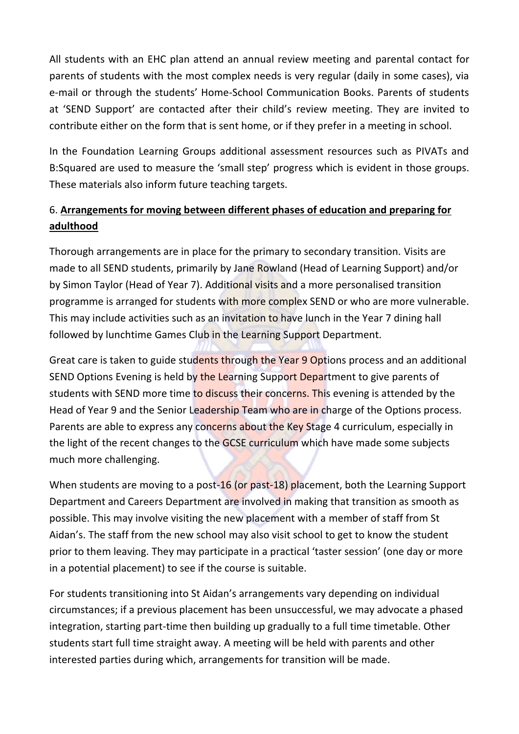All students with an EHC plan attend an annual review meeting and parental contact for parents of students with the most complex needs is very regular (daily in some cases), via e-mail or through the students' Home-School Communication Books. Parents of students at 'SEND Support' are contacted after their child's review meeting. They are invited to contribute either on the form that is sent home, or if they prefer in a meeting in school.

In the Foundation Learning Groups additional assessment resources such as PIVATs and B:Squared are used to measure the 'small step' progress which is evident in those groups. These materials also inform future teaching targets.

## 6. **Arrangements for moving between different phases of education and preparing for adulthood**

Thorough arrangements are in place for the primary to secondary transition. Visits are made to all SEND students, primarily by Jane Rowland (Head of Learning Support) and/or by Simon Taylor (Head of Year 7). Additional visits and a more personalised transition programme is arranged for students with more complex SEND or who are more vulnerable. This may include activities such as an invitation to have lunch in the Year 7 dining hall followed by lunchtime Games Club in the Learning Support Department.

Great care is taken to guide students through the Year 9 Options process and an additional SEND Options Evening is held by the Learning Support Department to give parents of students with SEND more time to discuss their concerns. This evening is attended by the Head of Year 9 and the Senior Leadership Team who are in charge of the Options process. Parents are able to express any concerns about the Key Stage 4 curriculum, especially in the light of the recent changes to the GCSE curriculum which have made some subjects much more challenging.

When students are moving to a post-16 (or past-18) placement, both the Learning Support Department and Careers Department are involved in making that transition as smooth as possible. This may involve visiting the new placement with a member of staff from St Aidan's. The staff from the new school may also visit school to get to know the student prior to them leaving. They may participate in a practical 'taster session' (one day or more in a potential placement) to see if the course is suitable.

For students transitioning into St Aidan's arrangements vary depending on individual circumstances; if a previous placement has been unsuccessful, we may advocate a phased integration, starting part-time then building up gradually to a full time timetable. Other students start full time straight away. A meeting will be held with parents and other interested parties during which, arrangements for transition will be made.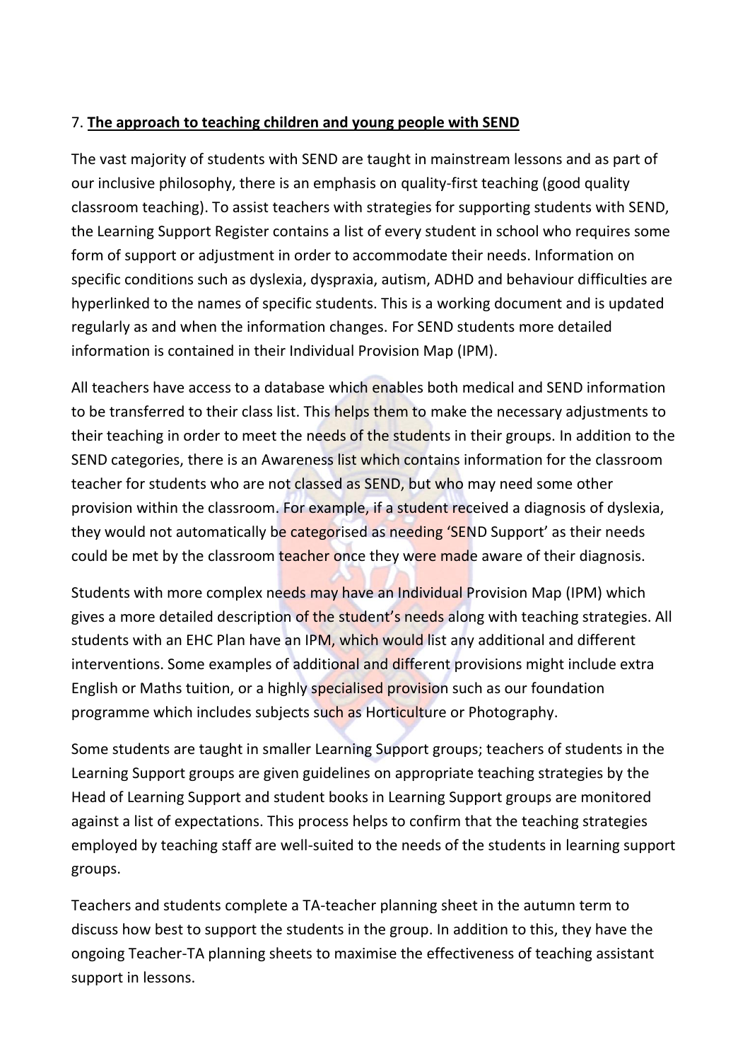7. **The approach to teaching children and young people with SEND**

The vast majority of students with SEND are taught in mainstream lessons and as part of our inclusive philosophy, there is an emphasis on quality-first teaching (good quality classroom teaching). To assist teachers with strategies for supporting students with SEND, the Learning Support Register contains a list of every student in school who requires some form of support or adjustment in order to accommodate their needs. Information on specific conditions such as dyslexia, dyspraxia, autism, ADHD and behaviour difficulties are hyperlinked to the names of specific students. This is a working document and is updated regularly as and when the information changes. For SEND students more detailed information is contained in their Individual Provision Map (IPM).

All teachers have access to a database which enables both medical and SEND information to be transferred to their class list. This helps them to make the necessary adjustments to their teaching in order to meet the needs of the students in their groups. In addition to the SEND categories, there is an Awareness list which contains information for the classroom teacher for students who are not classed as SEND, but who may need some other provision within the classroom. For example, if a student received a diagnosis of dyslexia, they would not automatically be categorised as needing 'SEND Support' as their needs could be met by the classroom teacher once they were made aware of their diagnosis.

Students with more complex needs may have an Individual Provision Map (IPM) which gives a more detailed description of the student's needs along with teaching strategies. All students with an EHC Plan have an IPM, which would list any additional and different interventions. Some examples of additional and different provisions might include extra English or Maths tuition, or a highly specialised provision such as our foundation programme which includes subjects such as Horticulture or Photography.

Some students are taught in smaller Learning Support groups; teachers of students in the Learning Support groups are given guidelines on appropriate teaching strategies by the Head of Learning Support and student books in Learning Support groups are monitored against a list of expectations. This process helps to confirm that the teaching strategies employed by teaching staff are well-suited to the needs of the students in learning support groups.

Teachers and students complete a TA-teacher planning sheet in the autumn term to discuss how best to support the students in the group. In addition to this, they have the ongoing Teacher-TA planning sheets to maximise the effectiveness of teaching assistant support in lessons.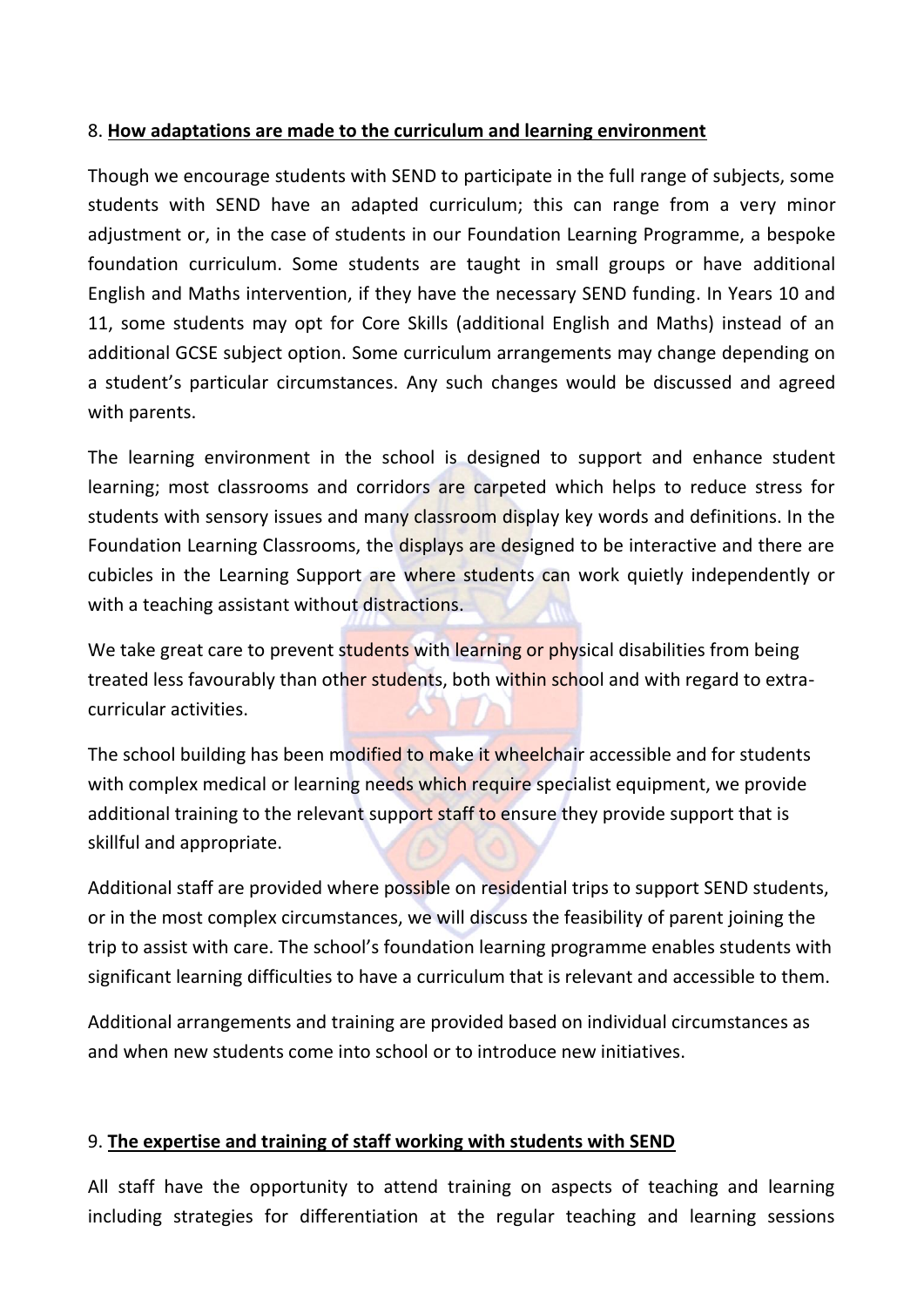8. **How adaptations are made to the curriculum and learning environment**

Though we encourage students with SEND to participate in the full range of subjects, some students with SEND have an adapted curriculum; this can range from a very minor adjustment or, in the case of students in our Foundation Learning Programme, a bespoke foundation curriculum. Some students are taught in small groups or have additional English and Maths intervention, if they have the necessary SEND funding. In Years 10 and 11, some students may opt for Core Skills (additional English and Maths) instead of an additional GCSE subject option. Some curriculum arrangements may change depending on a student's particular circumstances. Any such changes would be discussed and agreed with parents.

The learning environment in the school is designed to support and enhance student learning; most classrooms and corridors are carpeted which helps to reduce stress for students with sensory issues and many classroom display key words and definitions. In the Foundation Learning Classrooms, the displays are designed to be interactive and there are cubicles in the Learning Support are where students can work quietly independently or with a teaching assistant without distractions.

We take great care to prevent students with learning or physical disabilities from being treated less favourably than other students, both within school and with regard to extra-curricular activities.

The school building has been modified to make it wheelchair accessible and for students with complex medical or learning needs which require specialist equipment, we provide additional training to the relevant support staff to ensure they provide support that is skillful and appropriate.

Additional staff are provided where possible on residential trips to support SEND students, or in the most complex circumstances, we will discuss the feasibility of parent joining the trip to assist with care. The school's foundation learning programme enables students with significant learning difficulties to have a curriculum that is relevant and accessible to them.

Additional arrangements and training are provided based on individual circumstances as and when new students come into school or to introduce new initiatives.

9. **The expertise and training of staff working with students with SEND**

All staff have the opportunity to attend training on aspects of teaching and learning including strategies for differentiation at the regular teaching and learning sessions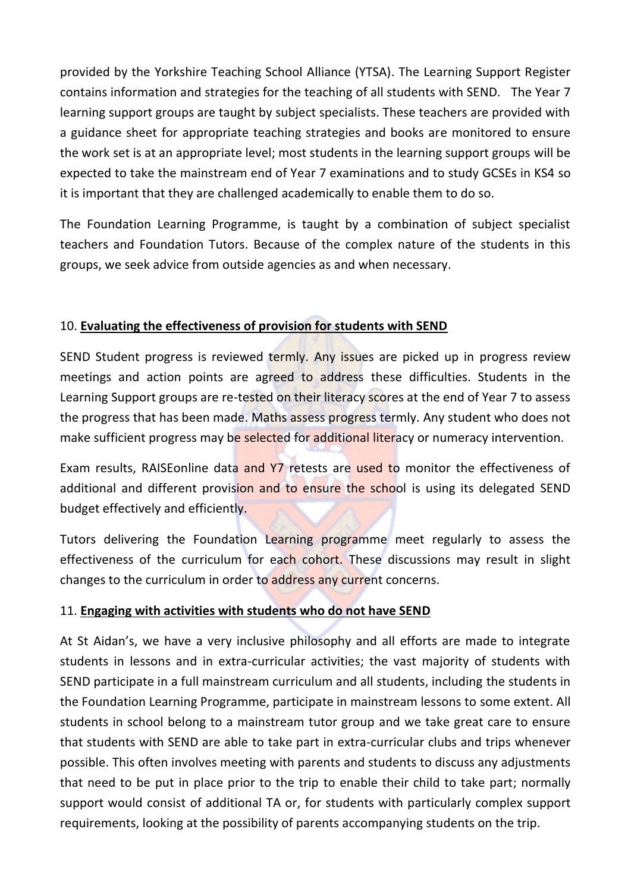provided by the Yorkshire Teaching School Alliance (YTSA). The Learning Support Register contains information and strategies for the teaching of all students with SEND. The Year 7 learning support groups are taught by subject specialists. These teachers are provided with a guidance sheet for appropriate teaching strategies and books are monitored to ensure the work set is at an appropriate level; most students in the learning support groups will be expected to take the mainstream end of Year 7 examinations and to study GCSEs in KS4 so it is important that they are challenged academically to enable them to do so.

The Foundation Learning Programme, is taught by a combination of subject specialist teachers and Foundation Tutors. Because of the complex nature of the students in this groups, we seek advice from outside agencies as and when necessary.

## 10. **Evaluating the effectiveness of provision for students with SEND**

SEND Student progress is reviewed termly. Any issues are picked up in progress review meetings and action points are agreed to address these difficulties. Students in the Learning Support groups are re-tested on their literacy scores at the end of Year 7 to assess the progress that has been made. Maths assess progress termly. Any student who does not make sufficient progress may be selected for additional literacy or numeracy intervention.

Exam results, RAISEonline data and Y7 retests are used to monitor the effectiveness of additional and different provision and to ensure the school is using its delegated SEND budget effectively and efficiently.

Tutors delivering the Foundation Learning programme meet regularly to assess the effectiveness of the curriculum for each cohort. These discussions may result in slight changes to the curriculum in order to address any current concerns.

## 11. **Engaging with activities with students who do not have SEND**

At St Aidan's, we have a very inclusive philosophy and all efforts are made to integrate students in lessons and in extra-curricular activities; the vast majority of students with SEND participate in a full mainstream curriculum and all students, including the students in the Foundation Learning Programme, participate in mainstream lessons to some extent. All students in school belong to a mainstream tutor group and we take great care to ensure that students with SEND are able to take part in extra-curricular clubs and trips whenever possible. This often involves meeting with parents and students to discuss any adjustments that need to be put in place prior to the trip to enable their child to take part; normally support would consist of additional TA or, for students with particularly complex support requirements, looking at the possibility of parents accompanying students on the trip.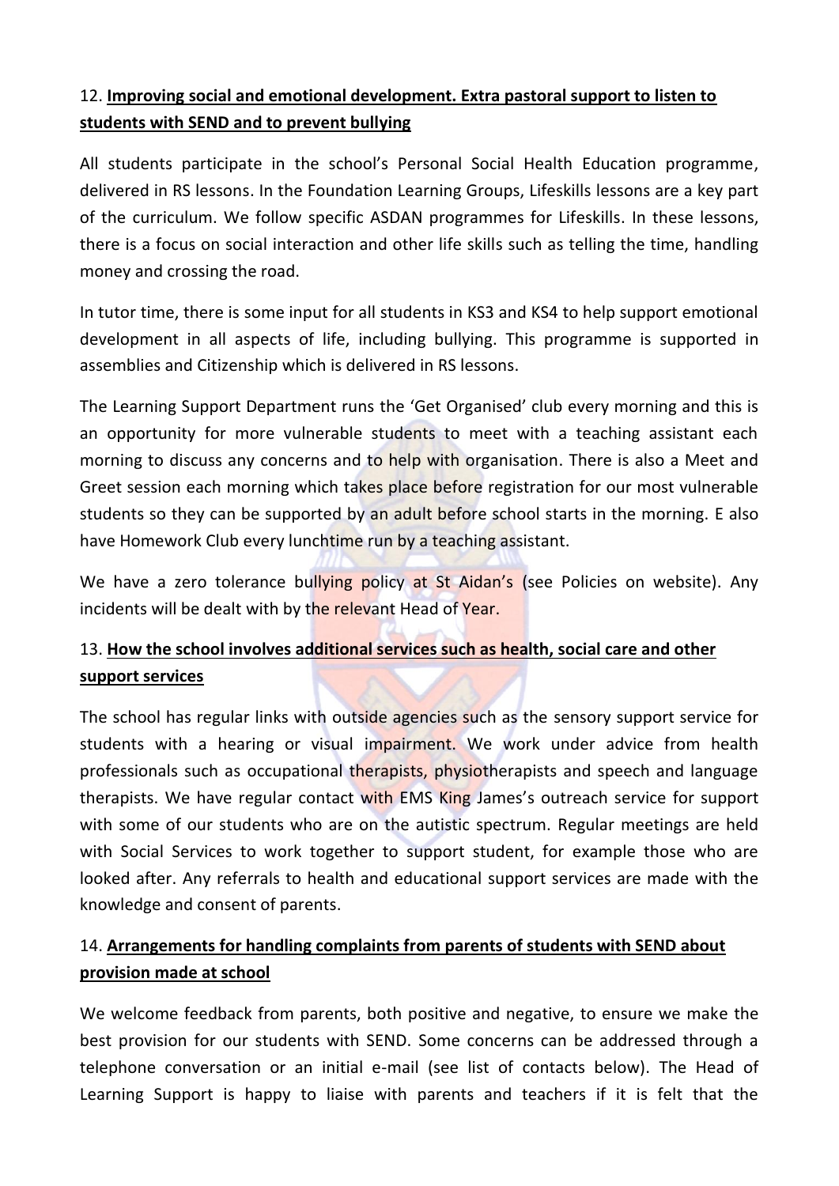## 12. **Improving social and emotional development. Extra pastoral support to listen to students with SEND and to prevent bullying**

All students participate in the school's Personal Social Health Education programme, delivered in RS lessons. In the Foundation Learning Groups, Lifeskills lessons are a key part of the curriculum. We follow specific ASDAN programmes for Lifeskills. In these lessons, there is a focus on social interaction and other life skills such as telling the time, handling money and crossing the road.

In tutor time, there is some input for all students in KS3 and KS4 to help support emotional development in all aspects of life, including bullying. This programme is supported in assemblies and Citizenship which is delivered in RS lessons.

The Learning Support Department runs the 'Get Organised' club every morning and this is an opportunity for more vulnerable students to meet with a teaching assistant each morning to discuss any concerns and to help with organisation. There is also a Meet and Greet session each morning which takes place before registration for our most vulnerable students so they can be supported by an adult before school starts in the morning. E also have Homework Club every lunchtime run by a teaching assistant.

We have a zero tolerance bullying policy at St Aidan's (see Policies on website). Any incidents will be dealt with by the relevant Head of Year.

## 13. **How the school involves additional services such as health, social care and other support services**

The school has regular links with outside agencies such as the sensory support service for students with a hearing or visual impairment. We work under advice from health professionals such as occupational therapists, physiotherapists and speech and language therapists. We have regular contact with EMS King James's outreach service for support with some of our students who are on the autistic spectrum. Regular meetings are held with Social Services to work together to support student, for example those who are looked after. Any referrals to health and educational support services are made with the knowledge and consent of parents.

## 14. **Arrangements for handling complaints from parents of students with SEND about provision made at school**

We welcome feedback from parents, both positive and negative, to ensure we make the best provision for our students with SEND. Some concerns can be addressed through a telephone conversation or an initial e-mail (see list of contacts below). The Head of Learning Support is happy to liaise with parents and teachers if it is felt that the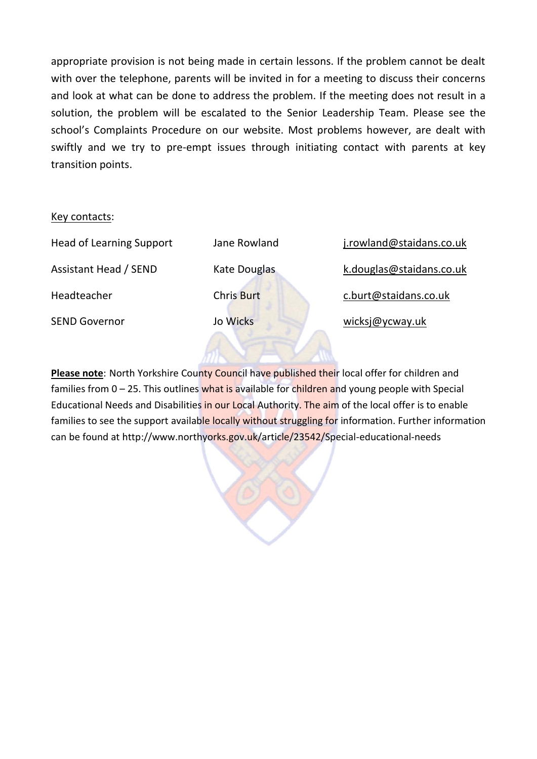appropriate provision is not being made in certain lessons. If the problem cannot be dealt with over the telephone, parents will be invited in for a meeting to discuss their concerns and look at what can be done to address the problem. If the meeting does not result in a solution, the problem will be escalated to the Senior Leadership Team. Please see the school's Complaints Procedure on our website. Most problems however, are dealt with swiftly and we try to pre-empt issues through initiating contact with parents at key transition points.

Key contacts:

| | | |
|---|---|---|
| Head of Learning Support | Jane Rowland | j.rowland@staidans.co.uk |
| Assistant Head / SEND | Kate Douglas | k.douglas@staidans.co.uk |
| Headteacher | Chris Burt | c.burt@staidans.co.uk |
| SEND Governor | Jo Wicks | wicksj@ycway.uk |

**Please note**: North Yorkshire County Council have published their local offer for children and families from 0 – 25. This outlines what is available for children and young people with Special Educational Needs and Disabilities in our Local Authority. The aim of the local offer is to enable families to see the support available locally without struggling for information. Further information can be found at http://www.northyorks.gov.uk/article/23542/Special-educational-needs